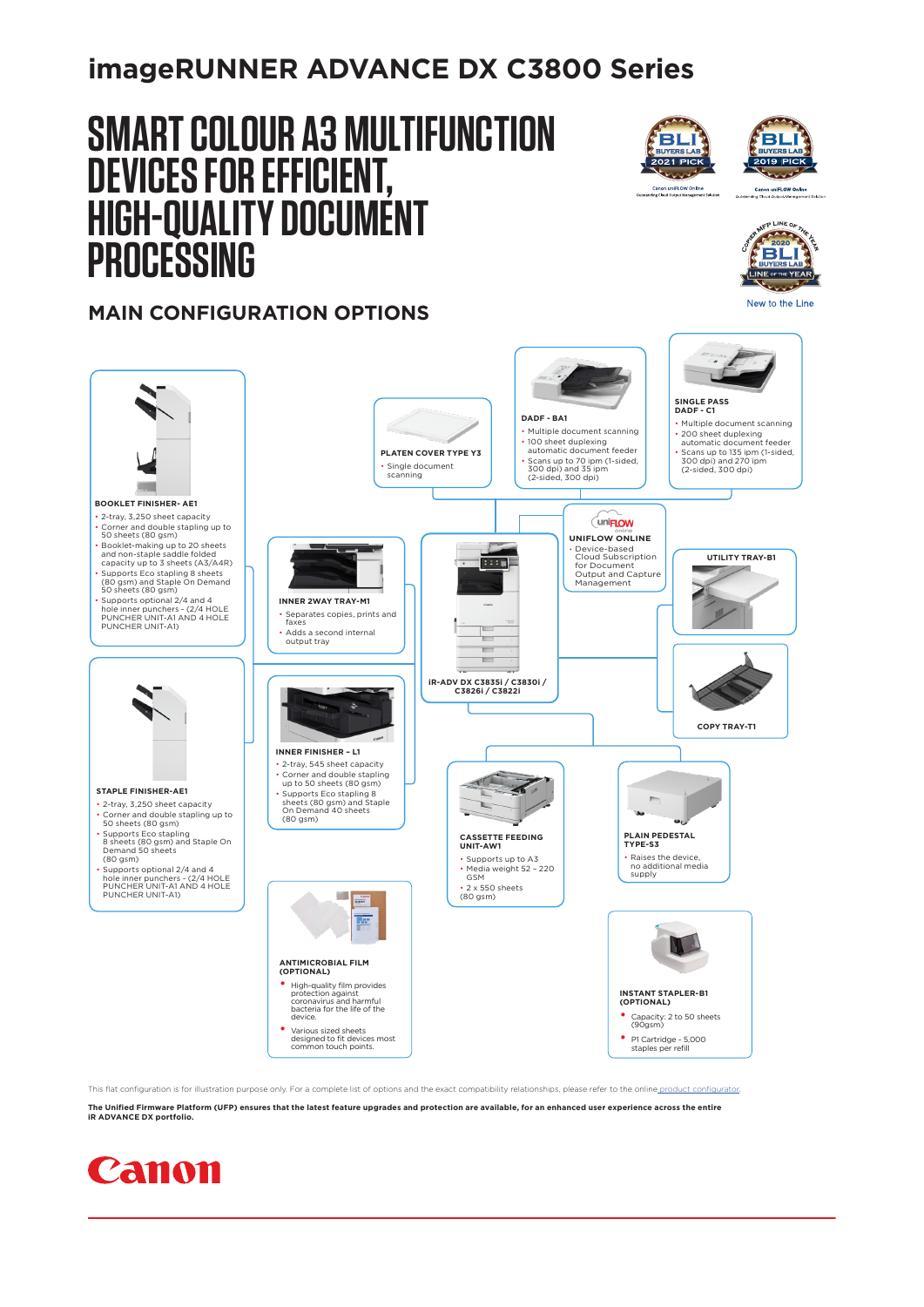# imageRUNNER ADVANCE DX C3800 Series

# SMART COLOUR A3 MULTIFUNCTION DEVICES FOR EFFICIENT, HIGH-QUALITY DOCUMENT PROCESSING

BLI BUYERS LAB 2021 PICK — Canon uniFLOW Online — Outstanding Cloud Output Management Solution

BLI BUYERS LAB 2019 PICK — Canon uniFLOW Online — Outstanding Cloud Output Management Solution

COPIER MFP LINE OF THE YEAR 2020 BLI BUYERS LAB LINE OF THE YEAR

New to the Line

## MAIN CONFIGURATION OPTIONS

**BOOKLET FINISHER- AE1**
- 2-tray, 3,250 sheet capacity
- Corner and double stapling up to 50 sheets (80 gsm)
- Booklet-making up to 20 sheets and non-staple saddle folded capacity up to 3 sheets (A3/A4R)
- Supports Eco stapling 8 sheets (80 gsm) and Staple On Demand 50 sheets (80 gsm)
- Supports optional 2/4 and 4 hole inner punchers - (2/4 HOLE PUNCHER UNIT-A1 AND 4 HOLE PUNCHER UNIT-A1)

**PLATEN COVER TYPE Y3**
- Single document scanning

**DADF - BA1**
- Multiple document scanning
- 100 sheet duplexing automatic document feeder
- Scans up to 70 ipm (1-sided, 300 dpi) and 35 ipm (2-sided, 300 dpi)

**SINGLE PASS DADF - C1**
- Multiple document scanning
- 200 sheet duplexing automatic document feeder
- Scans up to 135 ipm (1-sided, 300 dpi) and 270 ipm (2-sided, 300 dpi)

**INNER 2WAY TRAY-M1**
- Separates copies, prints and faxes
- Adds a second internal output tray

**iR-ADV DX C3835i / C3830i / C3826i / C3822i**

**UNIFLOW ONLINE**
- Device-based Cloud Subscription for Document Output and Capture Management

**UTILITY TRAY-B1**

**COPY TRAY-T1**

**STAPLE FINISHER-AE1**
- 2-tray, 3,250 sheet capacity
- Corner and double stapling up to 50 sheets (80 gsm)
- Supports Eco stapling 8 sheets (80 gsm) and Staple On Demand 50 sheets (80 gsm)
- Supports optional 2/4 and 4 hole inner punchers - (2/4 HOLE PUNCHER UNIT-A1 AND 4 HOLE PUNCHER UNIT-A1)

**INNER FINISHER – L1**
- 2-tray, 545 sheet capacity
- Corner and double stapling up to 50 sheets (80 gsm)
- Supports Eco stapling 8 sheets (80 gsm) and Staple On Demand 40 sheets (80 gsm)

**CASSETTE FEEDING UNIT-AW1**
- Supports up to A3
- Media weight 52 – 220 GSM
- 2 x 550 sheets (80 gsm)

**PLAIN PEDESTAL TYPE-S3**
- Raises the device, no additional media supply

**ANTIMICROBIAL FILM (OPTIONAL)**
- High-quality film provides protection against coronavirus and harmful bacteria for the life of the device.
- Various sized sheets designed to fit devices most common touch points.

**INSTANT STAPLER-B1 (OPTIONAL)**
- Capacity: 2 to 50 sheets (90gsm)
- P1 Cartridge - 5,000 staples per refill

This flat configuration is for illustration purpose only. For a complete list of options and the exact compatibility relationships, please refer to the online product configurator.

**The Unified Firmware Platform (UFP) ensures that the latest feature upgrades and protection are available, for an enhanced user experience across the entire iR ADVANCE DX portfolio.**

Canon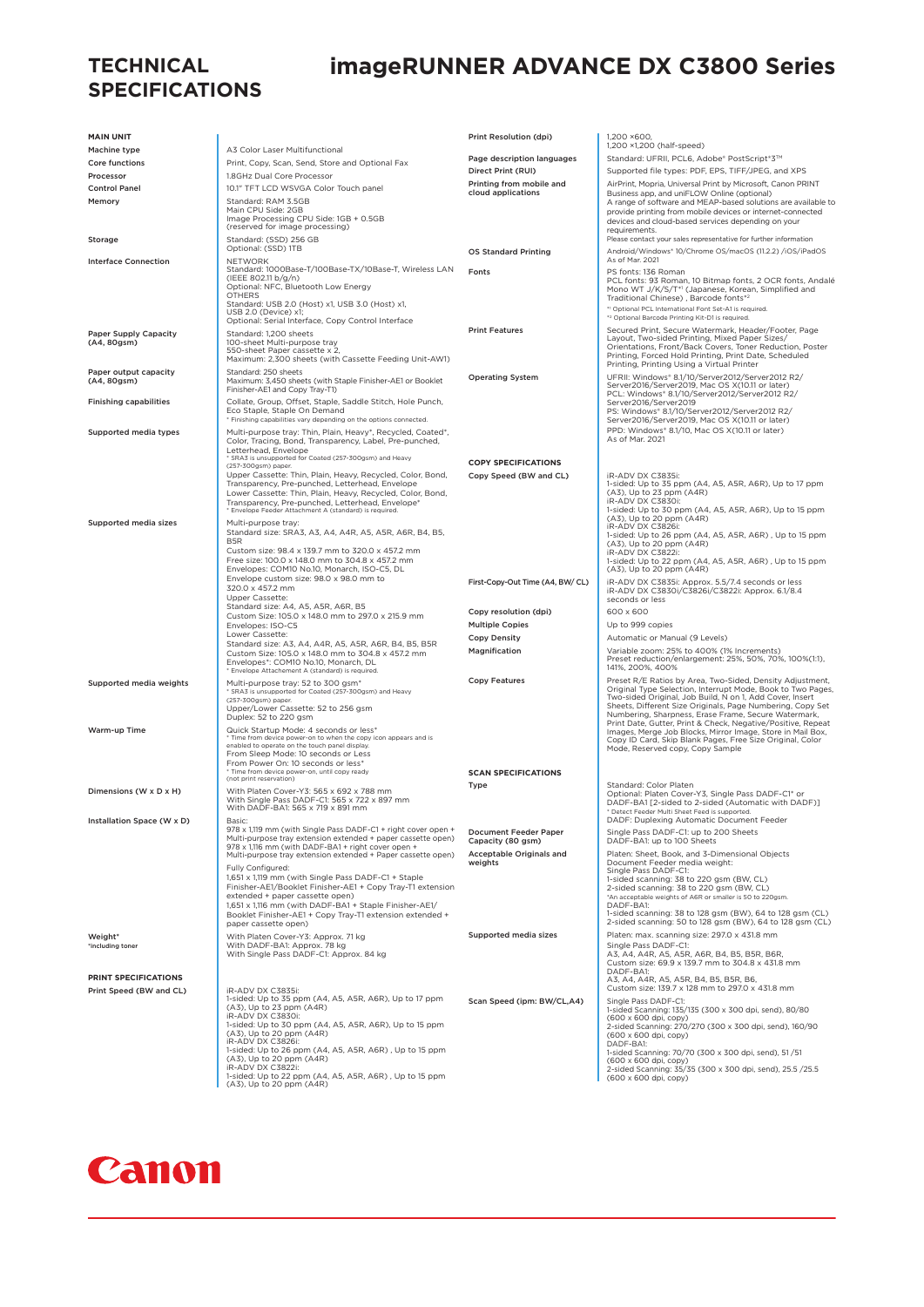# TECHNICAL SPECIFICATIONS

# imageRUNNER ADVANCE DX C3800 Series

## MAIN UNIT

| | |
|---|---|
| Machine type | A3 Color Laser Multifunctional |
| Core functions | Print, Copy, Scan, Send, Store and Optional Fax |
| Processor | 1.8GHz Dual Core Processor |
| Control Panel | 10.1" TFT LCD WSVGA Color Touch panel |
| Memory | Standard: RAM 3.5GB<br>Main CPU Side: 2GB<br>Image Processing CPU Side: 1GB + 0.5GB (reserved for image processing) |
| Storage | Standard: (SSD) 256 GB<br>Optional: (SSD) 1TB |
| Interface Connection | NETWORK<br>Standard: 1000Base-T/100Base-TX/10Base-T, Wireless LAN (IEEE 802.11 b/g/n)<br>Optional: NFC, Bluetooth Low Energy<br>OTHERS<br>Standard: USB 2.0 (Host) x1, USB 3.0 (Host) x1, USB 2.0 (Device) x1;<br>Optional: Serial Interface, Copy Control Interface |
| Paper Supply Capacity (A4, 80gsm) | Standard: 1,200 sheets<br>100-sheet Multi-purpose tray<br>550-sheet Paper cassette x 2,<br>Maximum: 2,300 sheets (with Cassette Feeding Unit-AW1) |
| Paper output capacity (A4, 80gsm) | Standard: 250 sheets<br>Maximum: 3,450 sheets (with Staple Finisher-AE1 or Booklet Finisher-AE1 and Copy Tray-T1) |
| Finishing capabilities | Collate, Group, Offset, Staple, Saddle Stitch, Hole Punch, Eco Staple, Staple On Demand<br>* Finishing capabilities vary depending on the options connected. |
| Supported media types | Multi-purpose tray: Thin, Plain, Heavy*, Recycled, Coated*, Color, Tracing, Bond, Transparency, Label, Pre-punched, Letterhead, Envelope<br>* SRA3 is unsupported for Coated (257-300gsm) and Heavy (257-300gsm) paper.<br>Upper Cassette: Thin, Plain, Heavy, Recycled, Color, Bond, Transparency, Pre-punched, Letterhead, Envelope<br>Lower Cassette: Thin, Plain, Heavy, Recycled, Color, Bond, Transparency, Pre-punched, Letterhead, Envelope*<br>* Envelope Feeder Attachment A (standard) is required. |
| Supported media sizes | Multi-purpose tray:<br>Standard size: SRA3, A3, A4, A4R, A5, A5R, A6R, B4, B5, B5R<br>Custom size: 98.4 x 139.7 mm to 320.0 x 457.2 mm<br>Free size: 100.0 x 148.0 mm to 304.8 x 457.2 mm<br>Envelopes: COM10 No.10, Monarch, ISO-C5, DL<br>Envelope custom size: 98.0 x 98.0 mm to 320.0 x 457.2 mm<br>Upper Cassette:<br>Standard size: A4, A5, A5R, A6R, B5<br>Custom Size: 105.0 x 148.0 mm to 297.0 x 215.9 mm<br>Envelopes: ISO-C5<br>Lower Cassette:<br>Standard size: A3, A4, A4R, A5, A5R, A6R, B4, B5, B5R<br>Custom Size: 105.0 x 148.0 mm to 304.8 x 457.2 mm<br>Envelopes*: COM10 No.10, Monarch, DL<br>* Envelope Attachement A (standard) is required. |
| Supported media weights | Multi-purpose tray: 52 to 300 gsm*<br>* SRA3 is unsupported for Coated (257-300gsm) and Heavy (257-300gsm) paper.<br>Upper/Lower Cassette: 52 to 256 gsm<br>Duplex: 52 to 220 gsm |
| Warm-up Time | Quick Startup Mode: 4 seconds or less*<br>* Time from device power-on to when the copy icon appears and is enabled to operate on the touch panel display.<br>From Sleep Mode: 10 seconds or Less<br>From Power On: 10 seconds or less*<br>* Time from device power-on, until copy ready (not print reservation) |
| Dimensions (W x D x H) | With Platen Cover-Y3: 565 x 692 x 788 mm<br>With Single Pass DADF-C1: 565 x 722 x 897 mm<br>With DADF-BA1: 565 x 719 x 891 mm |
| Installation Space (W x D) | Basic:<br>978 x 1,119 mm (with Single Pass DADF-C1 + right cover open + Multi-purpose tray extension extended + paper cassette open)<br>978 x 1,116 mm (with DADF-BA1 + right cover open + Multi-purpose tray extension extended + Paper cassette open)<br>Fully Configured:<br>1,651 x 1,119 mm (with Single Pass DADF-C1 + Staple Finisher-AE1/Booklet Finisher-AE1 + Copy Tray-T1 extension extended + paper cassette open)<br>1,651 x 1,116 mm (with DADF-BA1 + Staple Finisher-AE1/ Booklet Finisher-AE1 + Copy Tray-T1 extension extended + paper cassette open) |
| Weight*<br>*including toner | With Platen Cover-Y3: Approx. 71 kg<br>With DADF-BA1: Approx. 78 kg<br>With Single Pass DADF-C1: Approx. 84 kg |

## PRINT SPECIFICATIONS

| | |
|---|---|
| Print Speed (BW and CL) | iR-ADV DX C3835i:<br>1-sided: Up to 35 ppm (A4, A5, A5R, A6R), Up to 17 ppm (A3), Up to 23 ppm (A4R)<br>iR-ADV DX C3830i:<br>1-sided: Up to 30 ppm (A4, A5, A5R, A6R), Up to 15 ppm (A3), Up to 20 ppm (A4R)<br>iR-ADV DX C3826i:<br>1-sided: Up to 26 ppm (A4, A5, A5R, A6R) , Up to 15 ppm (A3), Up to 20 ppm (A4R)<br>iR-ADV DX C3822i:<br>1-sided: Up to 22 ppm (A4, A5, A5R, A6R) , Up to 15 ppm (A3), Up to 20 ppm (A4R) |
| Print Resolution (dpi) | 1,200 ×600,<br>1,200 ×1,200 (half-speed) |
| Page description languages | Standard: UFRII, PCL6, Adobe® PostScript®3™ |
| Direct Print (RUI) | Supported file types: PDF, EPS, TIFF/JPEG, and XPS |
| Printing from mobile and cloud applications | AirPrint, Mopria, Universal Print by Microsoft, Canon PRINT Business app, and uniFLOW Online (optional)<br>A range of software and MEAP-based solutions are available to provide printing from mobile devices or internet-connected devices and cloud-based services depending on your requirements.<br>Please contact your sales representative for further information |
| OS Standard Printing | Android/Windows® 10/Chrome OS/macOS (11.2.2) /iOS/iPadOS<br>As of Mar. 2021 |
| Fonts | PS fonts: 136 Roman<br>PCL fonts: 93 Roman, 10 Bitmap fonts, 2 OCR fonts, Andalé Mono WT J/K/S/T*[1] (Japanese, Korean, Simplified and Traditional Chinese) , Barcode fonts*[2]<br>*[1] Optional PCL International Font Set-A1 is required.<br>*[2] Optional Barcode Printing Kit-D1 is required. |
| Print Features | Secured Print, Secure Watermark, Header/Footer, Page Layout, Two-sided Printing, Mixed Paper Sizes/ Orientations, Front/Back Covers, Toner Reduction, Poster Printing, Forced Hold Printing, Print Date, Scheduled Printing, Printing Using a Virtual Printer |
| Operating System | UFRII: Windows® 8.1/10/Server2012/Server2012 R2/ Server2016/Server2019, Mac OS X(10.11 or later)<br>PCL: Windows® 8.1/10/Server2012/Server2012 R2/ Server2016/Server2019<br>PS: Windows® 8.1/10/Server2012/Server2012 R2/ Server2016/Server2019, Mac OS X(10.11 or later)<br>PPD: Windows® 8.1/10, Mac OS X(10.11 or later)<br>As of Mar. 2021 |

## COPY SPECIFICATIONS

| | |
|---|---|
| Copy Speed (BW and CL) | iR-ADV DX C3835i:<br>1-sided: Up to 35 ppm (A4, A5, A5R, A6R), Up to 17 ppm (A3), Up to 23 ppm (A4R)<br>iR-ADV DX C3830i:<br>1-sided: Up to 30 ppm (A4, A5, A5R, A6R), Up to 15 ppm (A3), Up to 20 ppm (A4R)<br>iR-ADV DX C3826i:<br>1-sided: Up to 26 ppm (A4, A5, A5R, A6R) , Up to 15 ppm (A3), Up to 20 ppm (A4R)<br>iR-ADV DX C3822i:<br>1-sided: Up to 22 ppm (A4, A5, A5R, A6R) , Up to 15 ppm (A3), Up to 20 ppm (A4R) |
| First-Copy-Out Time (A4, BW/ CL) | iR-ADV DX C3835i: Approx. 5.5/7.4 seconds or less<br>iR-ADV DX C3830i/C3826i/C3822i: Approx. 6.1/8.4 seconds or less |
| Copy resolution (dpi) | 600 x 600 |
| Multiple Copies | Up to 999 copies |
| Copy Density | Automatic or Manual (9 Levels) |
| Magnification | Variable zoom: 25% to 400% (1% Increments)<br>Preset reduction/enlargement: 25%, 50%, 70%, 100%(1:1), 141%, 200%, 400% |
| Copy Features | Preset R/E Ratios by Area, Two-Sided, Density Adjustment, Original Type Selection, Interrupt Mode, Book to Two Pages, Two-sided Original, Job Build, N on 1, Add Cover, Insert Sheets, Different Size Originals, Page Numbering, Copy Set Numbering, Sharpness, Erase Frame, Secure Watermark, Print Date, Gutter, Print & Check, Negative/Positive, Repeat Images, Merge Job Blocks, Mirror Image, Store in Mail Box, Copy ID Card, Skip Blank Pages, Free Size Original, Color Mode, Reserved copy, Copy Sample |

## SCAN SPECIFICATIONS

| | |
|---|---|
| Type | Standard: Color Platen<br>Optional: Platen Cover-Y3, Single Pass DADF-C1* or DADF-BA1 [2-sided to 2-sided (Automatic with DADF)]<br>* Detect Feeder Multi Sheet Feed is supported.<br>DADF: Duplexing Automatic Document Feeder |
| Document Feeder Paper Capacity (80 gsm) | Single Pass DADF-C1: up to 200 Sheets<br>DADF-BA1: up to 100 Sheets |
| Acceptable Originals and weights | Platen: Sheet, Book, and 3-Dimensional Objects<br>Document Feeder media weight:<br>Single Pass DADF-C1:<br>1-sided scanning: 38 to 220 gsm (BW, CL)<br>2-sided scanning: 38 to 220 gsm (BW, CL)<br>*An acceptable weights of A6R or smaller is 50 to 220gsm.<br>DADF-BA1:<br>1-sided scanning: 38 to 128 gsm (BW), 64 to 128 gsm (CL)<br>2-sided scanning: 50 to 128 gsm (BW), 64 to 128 gsm (CL) |
| Supported media sizes | Platen: max. scanning size: 297.0 x 431.8 mm<br>Single Pass DADF-C1:<br>A3, A4, A4R, A5, A5R, A6R, B4, B5, B5R, B6,<br>Custom size: 69.9 x 139.7 mm to 304.8 x 431.8 mm<br>DADF-BA1:<br>A3, A4, A4R, A5, A5R, B4, B5, B5R, B6,<br>Custom size: 139.7 x 128 mm to 297.0 x 431.8 mm |
| Scan Speed (ipm: BW/CL,A4) | Single Pass DADF-C1:<br>1-sided Scanning: 135/135 (300 x 300 dpi, send), 80/80 (600 x 600 dpi, copy)<br>2-sided Scanning: 270/270 (300 x 300 dpi, send), 160/90 (600 x 600 dpi, copy)<br>DADF-BA1:<br>1-sided Scanning: 70/70 (300 x 300 dpi, send), 51 /51 (600 x 600 dpi, copy)<br>2-sided Scanning: 35/35 (300 x 300 dpi, send), 25.5 /25.5 (600 x 600 dpi, copy) |

Canon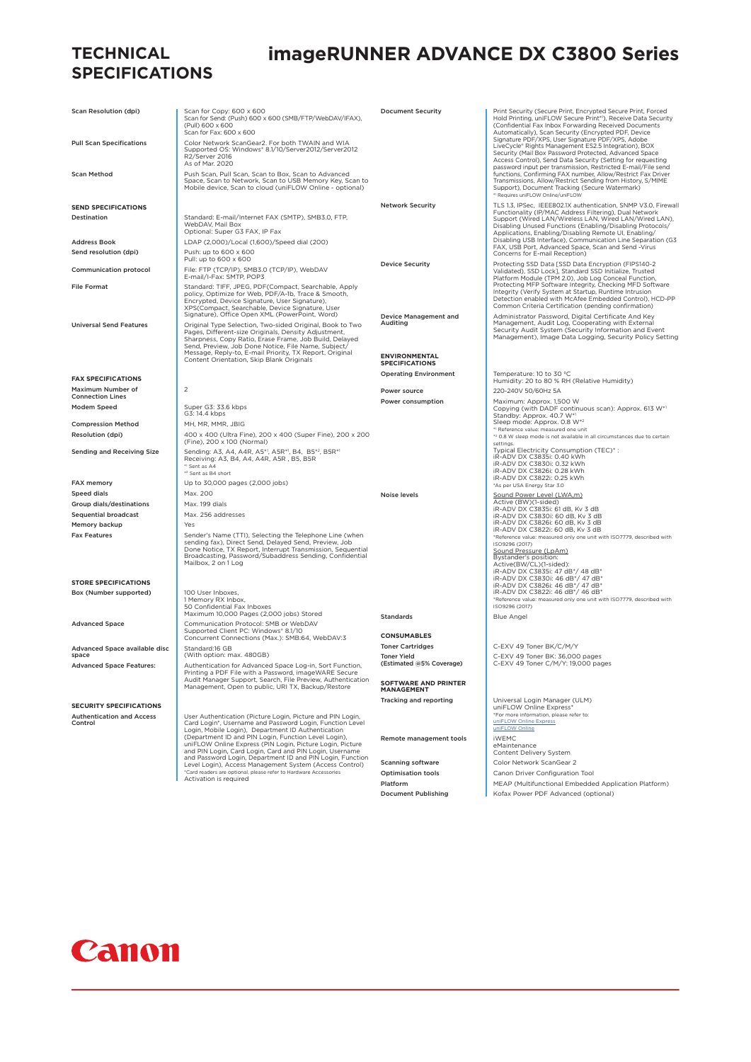# TECHNICAL SPECIFICATIONS

# imageRUNNER ADVANCE DX C3800 Series

| | |
|---|---|
| Scan Resolution (dpi) | Scan for Copy: 600 x 600<br>Scan for Send: (Push) 600 x 600 (SMB/FTP/WebDAV/IFAX), (Pull) 600 x 600<br>Scan for Fax: 600 x 600 |
| Pull Scan Specifications | Color Network ScanGear2. For both TWAIN and WIA<br>Supported OS: Windows® 8.1/10/Server2012/Server2012 R2/Server 2016<br>As of Mar. 2020 |
| Scan Method | Push Scan, Pull Scan, Scan to Box, Scan to Advanced Space, Scan to Network, Scan to USB Memory Key, Scan to Mobile device, Scan to cloud (uniFLOW Online - optional) |

## SEND SPECIFICATIONS

| | |
|---|---|
| Destination | Standard: E-mail/Internet FAX (SMTP), SMB3.0, FTP, WebDAV, Mail Box<br>Optional: Super G3 FAX, IP Fax |
| Address Book | LDAP (2,000)/Local (1,600)/Speed dial (200) |
| Send resolution (dpi) | Push: up to 600 x 600<br>Pull: up to 600 x 600 |
| Communication protocol | File: FTP (TCP/IP), SMB3.0 (TCP/IP), WebDAV<br>E-mail/I-Fax: SMTP, POP3 |
| File Format | Standard: TIFF, JPEG, PDF(Compact, Searchable, Apply policy, Optimize for Web, PDF/A-1b, Trace & Smooth, Encrypted, Device Signature, User Signature), XPS(Compact, Searchable, Device Signature, User Signature), Office Open XML (PowerPoint, Word) |
| Universal Send Features | Original Type Selection, Two-sided Original, Book to Two Pages, Different-size Originals, Density Adjustment, Sharpness, Copy Ratio, Erase Frame, Job Build, Delayed Send, Preview, Job Done Notice, File Name, Subject/Message, Reply-to, E-mail Priority, TX Report, Original Content Orientation, Skip Blank Originals |

## FAX SPECIFICATIONS

| | |
|---|---|
| Maximum Number of Connection Lines | 2 |
| Modem Speed | Super G3: 33.6 kbps<br>G3: 14.4 kbps |
| Compression Method | MH, MR, MMR, JBIG |
| Resolution (dpi) | 400 x 400 (Ultra Fine), 200 x 400 (Super Fine), 200 x 200 (Fine), 200 x 100 (Normal) |
| Sending and Receiving Size | Sending: A3, A4, A4R, A5[*1], A5R[*1], B4, B5[*2], B5R[*1]<br>Receiving: A3, B4, A4, A4R, A5R, B5, B5R<br>[*1] Sent as A4<br>[*2] Sent as B4 short |
| FAX memory | Up to 30,000 pages (2,000 jobs) |
| Speed dials | Max. 200 |
| Group dials/destinations | Max. 199 dials |
| Sequential broadcast | Max. 256 addresses |
| Memory backup | Yes |
| Fax Features | Sender's Name (TTI), Selecting the Telephone Line (when sending fax), Direct Send, Delayed Send, Preview, Job Done Notice, TX Report, Interrupt Transmission, Sequential Broadcasting, Password/Subaddress Sending, Confidential Mailbox, 2 on 1 Log |

## STORE SPECIFICATIONS

| | |
|---|---|
| Box (Number supported) | 100 User Inboxes,<br>1 Memory RX Inbox,<br>50 Confidential Fax Inboxes<br>Maximum 10,000 Pages (2,000 jobs) Stored |
| Advanced Space | Communication Protocol: SMB or WebDAV<br>Supported Client PC: Windows® 8.1/10<br>Concurrent Connections (Max.): SMB:64, WebDAV:3 |
| Advanced Space available disc space | Standard:16 GB<br>(With option: max. 480GB) |
| Advanced Space Features: | Authentication for Advanced Space Log-in, Sort Function, Printing a PDF File with a Password, imageWARE Secure Audit Manager Support, Search, File Preview, Authentication Management, Open to public, URI TX, Backup/Restore |

## SECURITY SPECIFICATIONS

| | |
|---|---|
| Authentication and Access Control | User Authentication (Picture Login, Picture and PIN Login, Card Login*, Username and Password Login, Function Level Login, Mobile Login), Department ID Authentication (Department ID and PIN Login, Function Level Login), uniFLOW Online Express (PIN Login, Picture Login, Picture and PIN Login, Card Login, Card and PIN Login, Username and Password Login, Department ID Login, Function Level Login), Access Management System (Access Control)<br>*Card readers are optional, please refer to Hardware Accessories<br>Activation is required |
| Document Security | Print Security (Secure Print, Encrypted Secure Print, Forced Hold Printing, uniFLOW Secure Print[*1]), Receive Data Security (Confidential Fax Inbox Forwarding Received Documents Automatically), Scan Security (Encrypted PDF, Device Signature PDF/XPS, User Signature PDF/XPS, Adobe LiveCycle® Rights Management ES2.5 Integration), BOX Security (Mail Box Password Protected, Advanced Space Access Control), Send Data Security (Setting for requesting password input per transmission, Restricted E-mail/File send functions, Confirming FAX number, Allow/Restrict Fax Driver Transmissions, Allow/Restrict Sending from History, S/MIME Support), Document Tracking (Secure Watermark)<br>[*1] Requires uniFLOW Online/uniFLOW |
| Network Security | TLS 1.3, IPSec, IEEE802.1X authentication, SNMP V3.0, Firewall Functionality (IP/MAC Address Filtering), Dual Network Support (Wired LAN/Wireless LAN, Wired LAN/Wired LAN), Disabling Unused Functions (Enabling/Disabling Protocols/Applications, Enabling/Disabling Remote UI, Enabling/Disabling USB Interface), Communication Line Separation (G3 FAX, USB Port, Advanced Space, Scan and Send -Virus Concerns for E-mail Reception) |
| Device Security | Protecting SSD Data [SSD Data Encryption (FIPS140-2 Validated), SSD Lock], Standard SSD Initialize, Trusted Platform Module (TPM 2.0), Job Log Conceal Function, Protecting MFP Software Integrity, Checking MFD Software Integrity (Verify System at Startup, Runtime Intrusion Detection enabled with McAfee Embedded Control), HCD-PP Common Criteria Certification (pending confirmation) |
| Device Management and Auditing | Administrator Password, Digital Certificate And Key Management, Audit Log, Cooperating with External Security Audit System (Security Information and Event Management), Image Data Logging, Security Policy Setting |

## ENVIRONMENTAL SPECIFICATIONS

| | |
|---|---|
| Operating Environment | Temperature: 10 to 30 °C<br>Humidity: 20 to 80 % RH (Relative Humidity) |
| Power source | 220-240V 50/60Hz 5A |
| Power consumption | Maximum: Approx. 1,500 W<br>Copying (with DADF continuous scan): Approx. 613 W[*1]<br>Standby: Approx. 40.7 W[*1]<br>Sleep mode: Approx. 0.8 W[*2]<br>[*1] Reference value: measured one unit<br>[*2] 0.8 W sleep mode is not available in all circumstances due to certain settings.<br>Typical Electricity Consumption (TEC)* :<br>iR-ADV DX C3835i: 0.40 kWh<br>iR-ADV DX C3830i: 0.32 kWh<br>iR-ADV DX C3826i: 0.28 kWh<br>iR-ADV DX C3822i: 0.25 kWh<br>*As per USA Energy Star 3.0 |
| Noise levels | Sound Power Level (LWA,m)<br>Active (BW)(1-sided)<br>iR-ADV DX C3835i: 61 dB, Kv 3 dB<br>iR-ADV DX C3830i: 60 dB, Kv 3 dB<br>iR-ADV DX C3826i: 60 dB, Kv 3 dB<br>iR-ADV DX C3822i: 60 dB, Kv 3 dB<br>*Reference value: measured only one unit with ISO7779, described with ISO9296 (2017)<br>Sound Pressure (LpAm)<br>Bystander's position:<br>Active(BW/CL)(1-sided):<br>iR-ADV DX C3835i: 47 dB*/ 48 dB*<br>iR-ADV DX C3830i: 46 dB*/ 47 dB*<br>iR-ADV DX C3826i: 46 dB*/ 47 dB*<br>iR-ADV DX C3822i: 46 dB*/ 46 dB*<br>*Reference value: measured only one unit with ISO7779, described with ISO9296 (2017) |
| Standards | Blue Angel |

## CONSUMABLES

| | |
|---|---|
| Toner Cartridges | C-EXV 49 Toner BK/C/M/Y |
| Toner Yield (Estimated @5% Coverage) | C-EXV 49 Toner BK: 36,000 pages<br>C-EXV 49 Toner C/M/Y: 19,000 pages |

## SOFTWARE AND PRINTER MANAGEMENT

| | |
|---|---|
| Tracking and reporting | Universal Login Manager (ULM)<br>uniFLOW Online Express*<br>*For more information, please refer to:<br>uniFLOW Online Express<br>uniFLOW Online |
| Remote management tools | iWEMC<br>eMaintenance<br>Content Delivery System |
| Scanning software | Color Network ScanGear 2 |
| Optimisation tools | Canon Driver Configuration Tool |
| Platform | MEAP (Multifunctional Embedded Application Platform) |
| Document Publishing | Kofax Power PDF Advanced (optional) |

Canon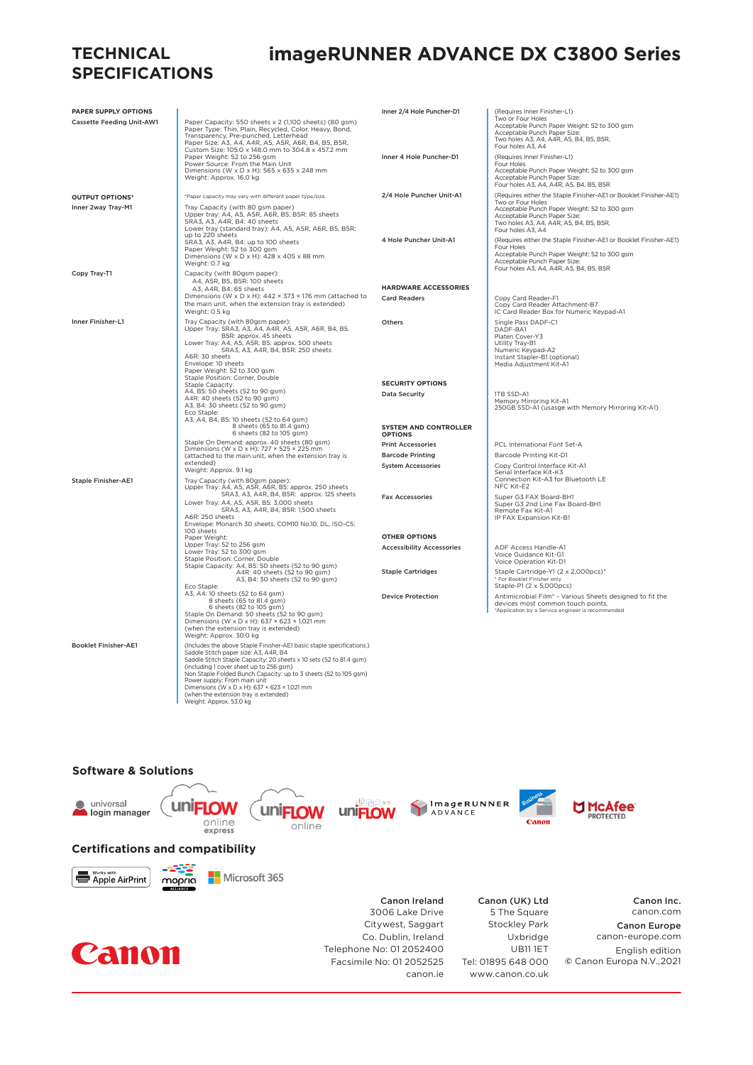# TECHNICAL SPECIFICATIONS

## imageRUNNER ADVANCE DX C3800 Series

### PAPER SUPPLY OPTIONS

**Cassette Feeding Unit-AW1**

Paper Capacity: 550 sheets x 2 (1,100 sheets) (80 gsm)
Paper Type: Thin, Plain, Recycled, Color, Heavy, Bond, Transparency, Pre-punched, Letterhead
Paper Size: A3, A4, A4R, A5, A5R, A6R, B4, B5, B5R, Custom Size: 105.0 x 148.0 mm to 304.8 x 457.2 mm
Paper Weight: 52 to 256 gsm
Power Source: From the Main Unit
Dimensions (W x D x H): 565 x 635 x 248 mm
Weight: Approx. 16.0 kg

### OUTPUT OPTIONS*

*Paper capacity may vary with different paper type/size.

**Inner 2way Tray-M1**

Tray Capacity (with 80 gsm paper)
Upper tray: A4, A5, A5R, A6R, B5, B5R: 85 sheets
SRA3, A3, A4R, B4: 40 sheets
Lower tray (standard tray): A4, A5, A5R, A6R, B5, B5R: up to 220 sheets
SRA3, A3, A4R, B4: up to 100 sheets
Paper Weight: 52 to 300 gsm
Dimensions (W x D x H): 428 x 405 x 88 mm
Weight: 0.7 kg

**Copy Tray-T1**

Capacity (with 80gsm paper):
A4, A5R, B5, B5R: 100 sheets
A3, A4R, B4: 65 sheets
Dimensions (W x D x H): 442 × 373 × 176 mm (attached to the main unit, when the extension tray is extended)
Weight: 0.5 kg

**Inner Finisher-L1**

Tray Capacity (with 80gsm paper):
Upper Tray: SRA3, A3, A4, A4R, A5, A5R, A6R, B4, B5, B5R: approx. 45 sheets
Lower Tray: A4, A5, A5R, B5: approx. 500 sheets
SRA3, A3, A4R, B4, B5R: 250 sheets
A6R: 30 sheets
Envelope: 10 sheets
Paper Weight: 52 to 300 gsm
Staple Position: Corner, Double
Staple Capacity:
A4, B5: 50 sheets (52 to 90 gsm)
A4R: 40 sheets (52 to 90 gsm)
A3, B4: 30 sheets (52 to 90 gsm)
Eco Staple:
A3, A4, B4, B5: 10 sheets (52 to 64 gsm)
8 sheets (65 to 81.4 gsm)
6 sheets (82 to 105 gsm)
Staple On Demand: approx. 40 sheets (80 gsm)
Dimensions (W x D x H): 727 × 525 × 225 mm (attached to the main unit, when the extension tray is extended)
Weight: Approx. 9.1 kg

**Staple Finisher-AE1**

Tray Capacity (with 80gsm paper):
Upper Tray: A4, A5, A5R, A6R, B5, B5R: approx. 250 sheets
SRA3, A3, A4R, B4, B5R: approx. 125 sheets
Lower Tray: A4, A5, A5R, B5: 3,000 sheets
SRA3, A3, A4R, B4, B5R: 1,500 sheets
A6R: 250 sheets
Envelope: Monarch 30 sheets, COM10 No.10, DL, ISO-C5: 100 sheets
Paper Weight:
Upper Tray: 52 to 256 gsm
Lower Tray: 52 to 300 gsm
Staple Position: Corner, Double
Staple Capacity: A4, B5: 50 sheets (52 to 90 gsm)
A4R: 40 sheets (52 to 90 gsm)
A3, B4: 30 sheets (52 to 90 gsm)
Eco Staple:
A3, A4: 10 sheets (52 to 64 gsm)
8 sheets (65 to 81.4 gsm)
6 sheets (82 to 105 gsm)
Staple On Demand: 50 sheets (52 to 90 gsm)
Dimensions (W x D x H): 637 × 623 × 1,021 mm (when the extension tray is extended)
Weight: Approx. 30.0 kg

**Booklet Finisher-AE1**

(Includes the above Staple Finisher-AE1 basic staple specifications.)
Saddle Stitch paper size: A3, A4R, B4
Saddle Stitch Staple Capacity: 20 sheets x 10 sets (52 to 81.4 gsm) (including 1 cover sheet up to 256 gsm)
Non Staple Folded Bunch Capacity: up to 3 sheets (52 to 105 gsm)
Power supply: From main unit
Dimensions (W x D x H): 637 × 623 × 1,021 mm (when the extension tray is extended)
Weight: Approx. 53.0 kg

**Inner 2/4 Hole Puncher-D1**

(Requires Inner Finisher-L1)
Two or Four Holes
Acceptable Punch Paper Weight: 52 to 300 gsm
Acceptable Punch Paper Size:
Two holes A3, A4, A4R, A5, B4, B5, B5R,
Four holes A3, A4

**Inner 4 Hole Puncher-D1**

(Requires Inner Finisher-L1)
Four Holes
Acceptable Punch Paper Weight: 52 to 300 gsm
Acceptable Punch Paper Size:
Four holes A3, A4, A4R, A5, B4, B5, B5R

**2/4 Hole Puncher Unit-A1**

(Requires either the Staple Finisher-AE1 or Booklet Finisher-AE1)
Two or Four Holes
Acceptable Punch Paper Weight: 52 to 300 gsm
Acceptable Punch Paper Size:
Two holes A3, A4, A4R, A5, B4, B5, B5R,
Four holes A3, A4

**4 Hole Puncher Unit-A1**

(Requires either the Staple Finisher-AE1 or Booklet Finisher-AE1)
Four Holes
Acceptable Punch Paper Weight: 52 to 300 gsm
Acceptable Punch Paper Size:
Four holes A3, A4, A4R, A5, B4, B5, B5R

### HARDWARE ACCESSORIES

**Card Readers**

Copy Card Reader-F1
Copy Card Reader Attachment-B7
IC Card Reader Box for Numeric Keypad-A1

**Others**

Single Pass DADF-C1
DADF-BA1
Platen Cover-Y3
Utility Tray-B1
Numeric Keypad-A2
Instant Stapler-B1 (optional)
Media Adjustment Kit-A1

### SECURITY OPTIONS

**Data Security**

1TB SSD-A1
Memory Mirroring Kit-A1
250GB SSD-A1 (usasge with Memory Mirroring Kit-A1)

### SYSTEM AND CONTROLLER OPTIONS

**Print Accessories**

PCL International Font Set-A

**Barcode Printing**

Barcode Printing Kit-D1

**System Accessories**

Copy Control Interface Kit-A1
Serial Interface Kit-K3
Connection Kit-A3 for Bluetooth LE
NFC Kit-E2

**Fax Accessories**

Super G3 FAX Board-BH1
Super G3 2nd Line Fax Board-BH1
Remote Fax Kit-A1
IP FAX Expansion Kit-B1

### OTHER OPTIONS

**Accessibility Accessories**

ADF Access Handle-A1
Voice Guidance Kit-G1
Voice Operation Kit-D1

**Staple Cartridges**

Staple Cartridge-Y1 (2 x 2,000pcs)*
* For Booklet Finisher only
Staple-P1 (2 x 5,000pcs)

**Device Protection**

Antimicrobial Film* - Various Sheets designed to fit the devices most common touch points.
*Application by a Service engineer is recommended

## Software & Solutions

universal login manager, uniFLOW online express, uniFLOW online, uniFLOW, imageRUNNER ADVANCE, Canon Business, McAfee PROTECTED

## Certifications and compatibility

Works with Apple AirPrint, mopria ALLIANCE, Microsoft 365

**Canon Ireland**
3006 Lake Drive
Citywest, Saggart
Co. Dublin, Ireland
Telephone No: 01 2052400
Facsimile No: 01 2052525
canon.ie

**Canon (UK) Ltd**
5 The Square
Stockley Park
Uxbridge
UB11 1ET
Tel: 01895 648 000
www.canon.co.uk

**Canon Inc.**
canon.com

**Canon Europe**
canon-europe.com

English edition
© Canon Europa N.V.,2021